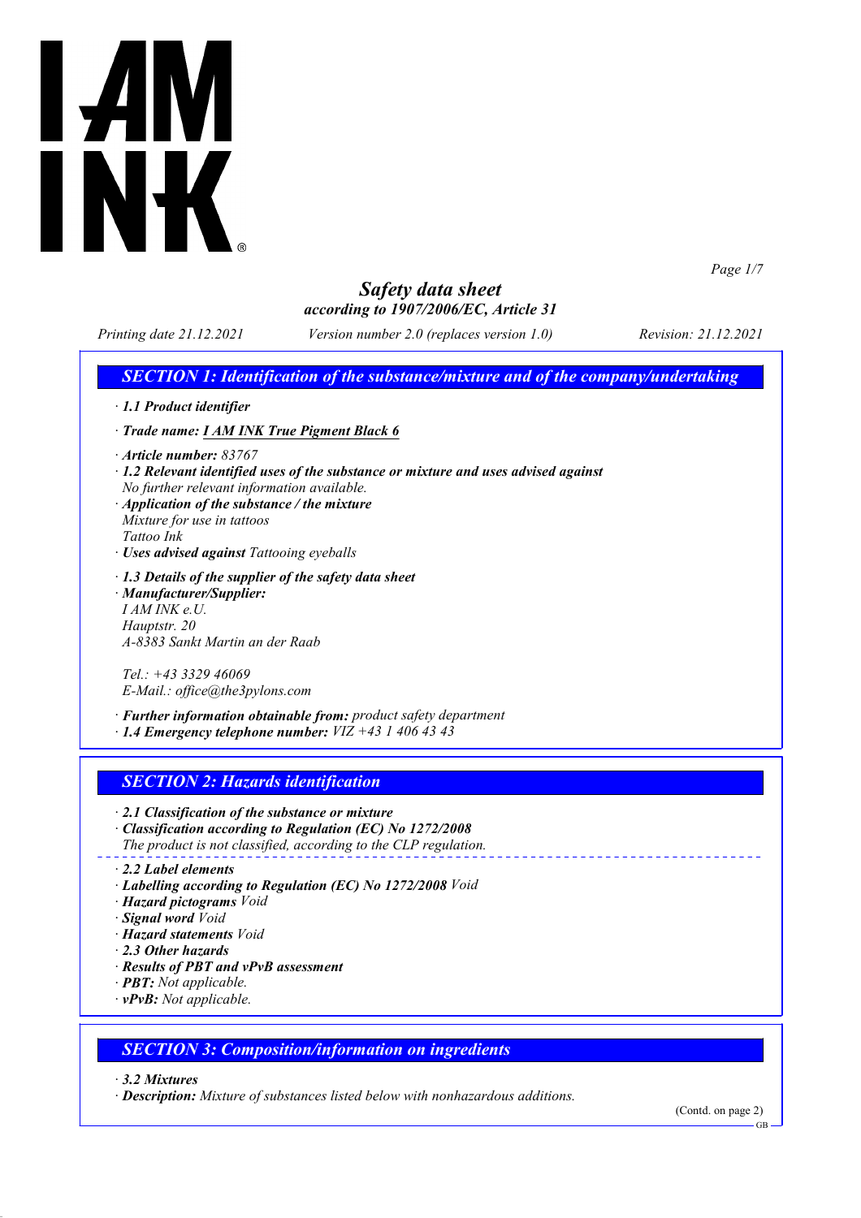# Safety data sheet
### according to 1907/2006/EC, Article 31

*Printing date 21.12.2021* *Version number 2.0 (replaces version 1.0)* *Revision: 21.12.2021*

## SECTION 1: Identification of the substance/mixture and of the company/undertaking

· **1.1 Product identifier**

· **Trade name: I AM INK True Pigment Black 6**

· **Article number:** 83767
· **1.2 Relevant identified uses of the substance or mixture and uses advised against**
No further relevant information available.
· **Application of the substance / the mixture**
Mixture for use in tattoos
Tattoo Ink
· **Uses advised against** Tattooing eyeballs

· **1.3 Details of the supplier of the safety data sheet**
· **Manufacturer/Supplier:**
I AM INK e.U.
Hauptstr. 20
A-8383 Sankt Martin an der Raab

Tel.: +43 3329 46069
E-Mail.: office@the3pylons.com

· **Further information obtainable from:** product safety department
· **1.4 Emergency telephone number:** VIZ +43 1 406 43 43

## SECTION 2: Hazards identification

· **2.1 Classification of the substance or mixture**
· **Classification according to Regulation (EC) No 1272/2008**
The product is not classified, according to the CLP regulation.

· **2.2 Label elements**
· **Labelling according to Regulation (EC) No 1272/2008** Void
· **Hazard pictograms** Void
· **Signal word** Void
· **Hazard statements** Void
· **2.3 Other hazards**
· **Results of PBT and vPvB assessment**
· **PBT:** Not applicable.
· **vPvB:** Not applicable.

## SECTION 3: Composition/information on ingredients

· **3.2 Mixtures**
· **Description:** Mixture of substances listed below with nonhazardous additions.

(Contd. on page 2)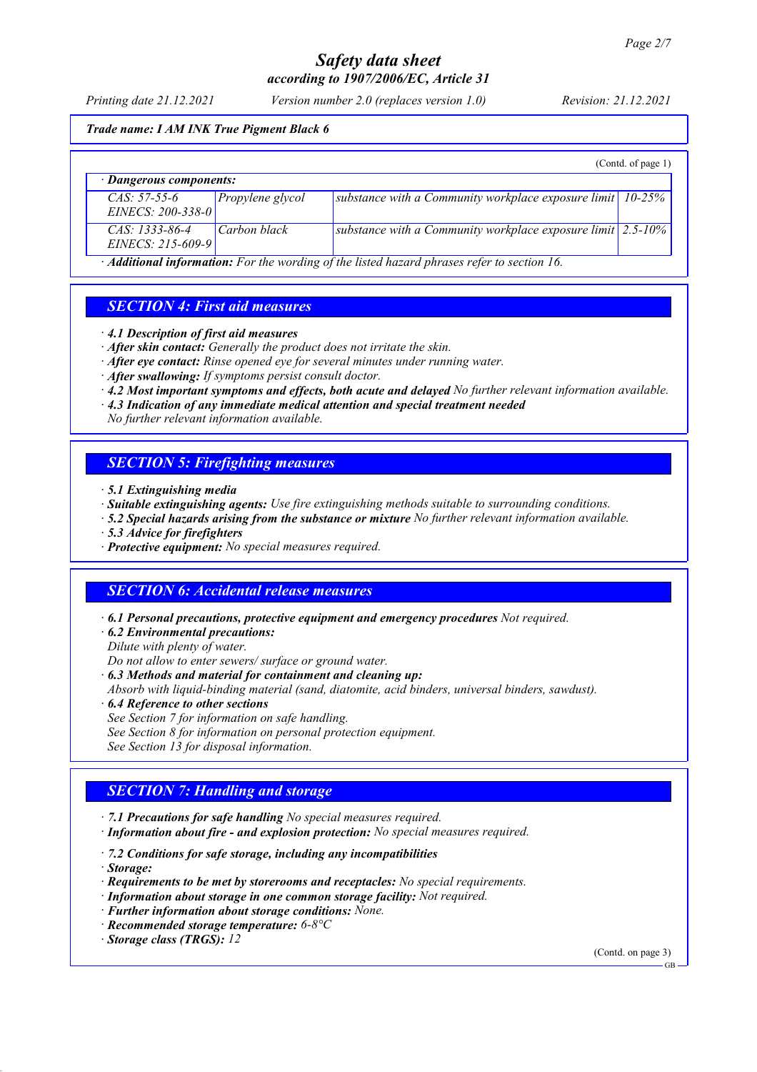Trade name: I AM INK True Pigment Black 6

(Contd. of page 1)

· **Dangerous components:**

| | | | |
|---|---|---|---|
| CAS: 57-55-6 EINECS: 200-338-0 | Propylene glycol | substance with a Community workplace exposure limit | 10-25% |
| CAS: 1333-86-4 EINECS: 215-609-9 | Carbon black | substance with a Community workplace exposure limit | 2.5-10% |

· **Additional information:** For the wording of the listed hazard phrases refer to section 16.

## SECTION 4: First aid measures

· **4.1 Description of first aid measures**
· **After skin contact:** Generally the product does not irritate the skin.
· **After eye contact:** Rinse opened eye for several minutes under running water.
· **After swallowing:** If symptoms persist consult doctor.
· **4.2 Most important symptoms and effects, both acute and delayed** No further relevant information available.
· **4.3 Indication of any immediate medical attention and special treatment needed**
No further relevant information available.

## SECTION 5: Firefighting measures

· **5.1 Extinguishing media**
· **Suitable extinguishing agents:** Use fire extinguishing methods suitable to surrounding conditions.
· **5.2 Special hazards arising from the substance or mixture** No further relevant information available.
· **5.3 Advice for firefighters**
· **Protective equipment:** No special measures required.

## SECTION 6: Accidental release measures

· **6.1 Personal precautions, protective equipment and emergency procedures** Not required.
· **6.2 Environmental precautions:**
Dilute with plenty of water.
Do not allow to enter sewers/ surface or ground water.
· **6.3 Methods and material for containment and cleaning up:**
Absorb with liquid-binding material (sand, diatomite, acid binders, universal binders, sawdust).
· **6.4 Reference to other sections**
See Section 7 for information on safe handling.
See Section 8 for information on personal protection equipment.
See Section 13 for disposal information.

## SECTION 7: Handling and storage

· **7.1 Precautions for safe handling** No special measures required.
· **Information about fire - and explosion protection:** No special measures required.

· **7.2 Conditions for safe storage, including any incompatibilities**
· **Storage:**
· **Requirements to be met by storerooms and receptacles:** No special requirements.
· **Information about storage in one common storage facility:** Not required.
· **Further information about storage conditions:** None.
· **Recommended storage temperature:** 6-8°C
· **Storage class (TRGS):** 12

(Contd. on page 3)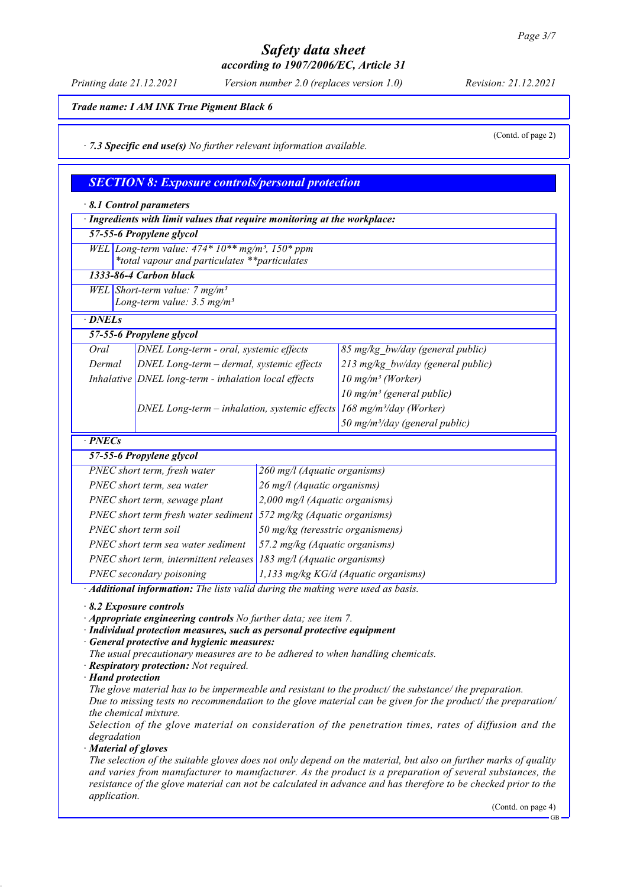*Safety data sheet*
*according to 1907/2006/EC, Article 31*

Printing date 21.12.2021 | Version number 2.0 (replaces version 1.0) | Revision: 21.12.2021

**Trade name: I AM INK True Pigment Black 6**

(Contd. of page 2)

· **7.3 Specific end use(s)** No further relevant information available.

## SECTION 8: Exposure controls/personal protection

· **8.1 Control parameters**

· **Ingredients with limit values that require monitoring at the workplace:**

| **57-55-6 Propylene glycol** | |
|---|---|
| WEL | Long-term value: 474* 10** mg/m³, 150* ppm<br>*total vapour and particulates **particulates |
| **1333-86-4 Carbon black** | |
| WEL | Short-term value: 7 mg/m³<br>Long-term value: 3.5 mg/m³ |

· **DNELs**

| **57-55-6 Propylene glycol** | | |
|---|---|---|
| Oral | DNEL Long-term - oral, systemic effects | 85 mg/kg_bw/day (general public) |
| Dermal | DNEL Long-term – dermal, systemic effects | 213 mg/kg_bw/day (general public) |
| Inhalative | DNEL long-term - inhalation local effects | 10 mg/m³ (Worker) |
| | | 10 mg/m³ (general public) |
| | DNEL Long-term – inhalation, systemic effects | 168 mg/m³/day (Worker) |
| | | 50 mg/m³/day (general public) |

· **PNECs**

| **57-55-6 Propylene glycol** | |
|---|---|
| PNEC short term, fresh water | 260 mg/l (Aquatic organisms) |
| PNEC short term, sea water | 26 mg/l (Aquatic organisms) |
| PNEC short term, sewage plant | 2,000 mg/l (Aquatic organisms) |
| PNEC short term fresh water sediment | 572 mg/kg (Aquatic organisms) |
| PNEC short term soil | 50 mg/kg (teresstric organismens) |
| PNEC short term sea water sediment | 57.2 mg/kg (Aquatic organisms) |
| PNEC short term, intermittent releases | 183 mg/l (Aquatic organisms) |
| PNEC secondary poisoning | 1,133 mg/kg KG/d (Aquatic organisms) |

· **Additional information:** The lists valid during the making were used as basis.

· **8.2 Exposure controls**
· **Appropriate engineering controls** No further data; see item 7.
· **Individual protection measures, such as personal protective equipment**
· **General protective and hygienic measures:**
The usual precautionary measures are to be adhered to when handling chemicals.
· **Respiratory protection:** Not required.
· **Hand protection**
The glove material has to be impermeable and resistant to the product/ the substance/ the preparation.
Due to missing tests no recommendation to the glove material can be given for the product/ the preparation/ the chemical mixture.
Selection of the glove material on consideration of the penetration times, rates of diffusion and the degradation
· **Material of gloves**
The selection of the suitable gloves does not only depend on the material, but also on further marks of quality and varies from manufacturer to manufacturer. As the product is a preparation of several substances, the resistance of the glove material can not be calculated in advance and has therefore to be checked prior to the application.

(Contd. on page 4)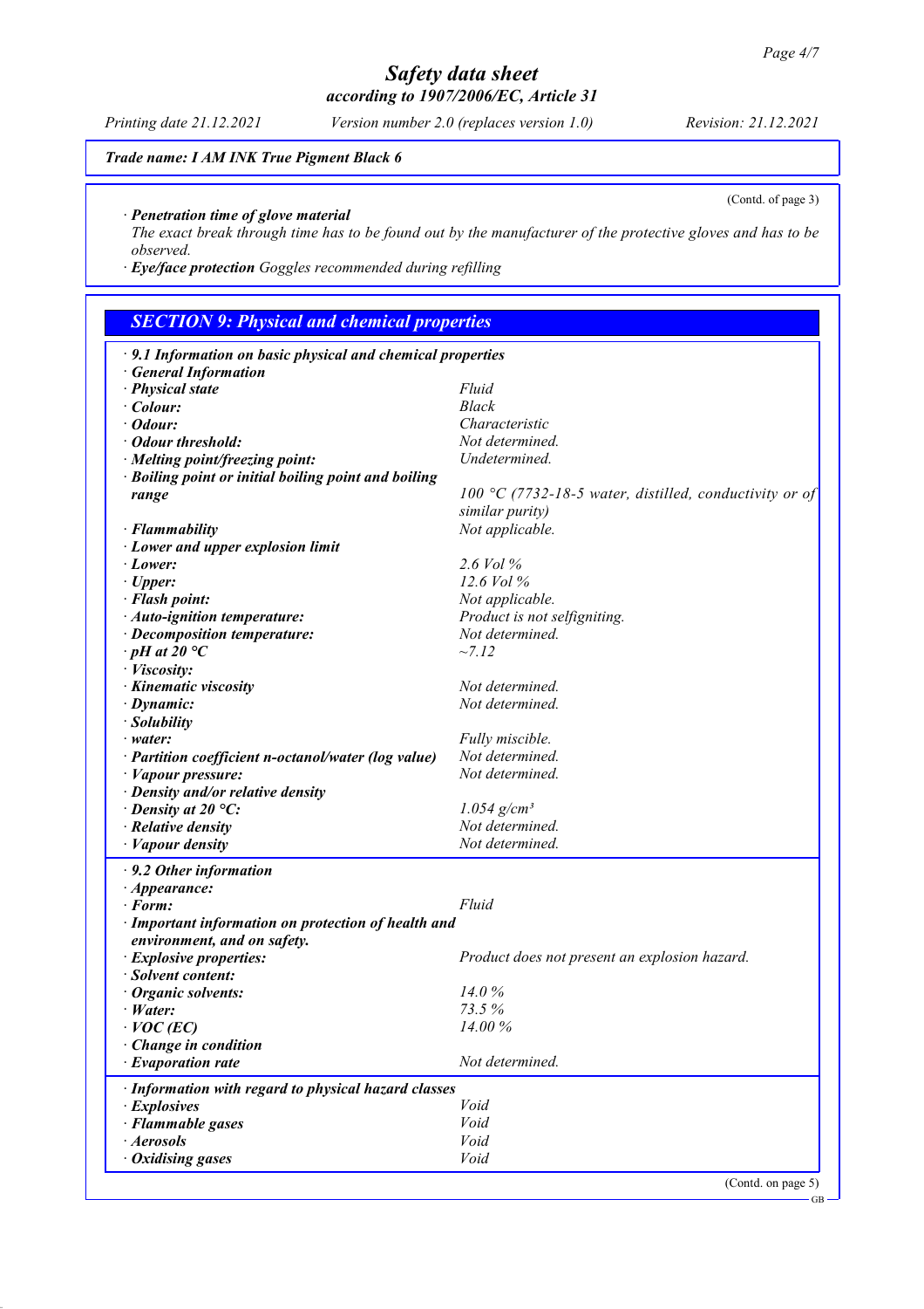**Trade name: I AM INK True Pigment Black 6**

(Contd. of page 3)

· **Penetration time of glove material**
The exact break through time has to be found out by the manufacturer of the protective gloves and has to be observed.
· **Eye/face protection** Goggles recommended during refilling

## SECTION 9: Physical and chemical properties

· **9.1 Information on basic physical and chemical properties**
· **General Information**

| | |
|---|---|
| · **Physical state** | Fluid |
| · **Colour:** | Black |
| · **Odour:** | Characteristic |
| · **Odour threshold:** | Not determined. |
| · **Melting point/freezing point:** | Undetermined. |
| · **Boiling point or initial boiling point and boiling range** | 100 °C (7732-18-5 water, distilled, conductivity or of similar purity) |
| · **Flammability** | Not applicable. |
| · **Lower and upper explosion limit** | |
| · **Lower:** | 2.6 Vol % |
| · **Upper:** | 12.6 Vol % |
| · **Flash point:** | Not applicable. |
| · **Auto-ignition temperature:** | Product is not selfigniting. |
| · **Decomposition temperature:** | Not determined. |
| · **pH at 20 °C** | ~7.12 |
| · **Viscosity:** | |
| · **Kinematic viscosity** | Not determined. |
| · **Dynamic:** | Not determined. |
| · **Solubility** | |
| · **water:** | Fully miscible. |
| · **Partition coefficient n-octanol/water (log value)** | Not determined. |
| · **Vapour pressure:** | Not determined. |
| · **Density and/or relative density** | |
| · **Density at 20 °C:** | 1.054 g/cm³ |
| · **Relative density** | Not determined. |
| · **Vapour density** | Not determined. |

· **9.2 Other information**

| | |
|---|---|
| · **Appearance:** | |
| · **Form:** | Fluid |
| · **Important information on protection of health and environment, and on safety.** | |
| · **Explosive properties:** | Product does not present an explosion hazard. |
| · **Solvent content:** | |
| · **Organic solvents:** | 14.0 % |
| · **Water:** | 73.5 % |
| · **VOC (EC)** | 14.00 % |
| · **Change in condition** | |
| · **Evaporation rate** | Not determined. |

· **Information with regard to physical hazard classes**

| | |
|---|---|
| · **Explosives** | Void |
| · **Flammable gases** | Void |
| · **Aerosols** | Void |
| · **Oxidising gases** | Void |

(Contd. on page 5)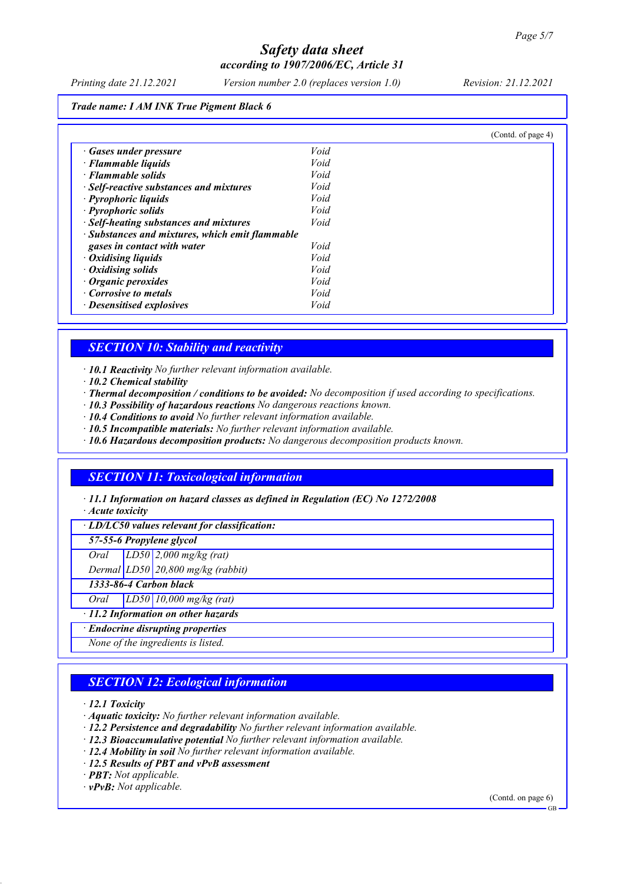Trade name: I AM INK True Pigment Black 6

(Contd. of page 4)

| | |
|---|---|
| · **Gases under pressure** | Void |
| · **Flammable liquids** | Void |
| · **Flammable solids** | Void |
| · **Self-reactive substances and mixtures** | Void |
| · **Pyrophoric liquids** | Void |
| · **Pyrophoric solids** | Void |
| · **Self-heating substances and mixtures** | Void |
| · **Substances and mixtures, which emit flammable gases in contact with water** | Void |
| · **Oxidising liquids** | Void |
| · **Oxidising solids** | Void |
| · **Organic peroxides** | Void |
| · **Corrosive to metals** | Void |
| · **Desensitised explosives** | Void |

## SECTION 10: Stability and reactivity

· **10.1 Reactivity** *No further relevant information available.*
· **10.2 Chemical stability**
· **Thermal decomposition / conditions to be avoided:** *No decomposition if used according to specifications.*
· **10.3 Possibility of hazardous reactions** *No dangerous reactions known.*
· **10.4 Conditions to avoid** *No further relevant information available.*
· **10.5 Incompatible materials:** *No further relevant information available.*
· **10.6 Hazardous decomposition products:** *No dangerous decomposition products known.*

## SECTION 11: Toxicological information

· **11.1 Information on hazard classes as defined in Regulation (EC) No 1272/2008**
· **Acute toxicity**

| · **LD/LC50 values relevant for classification:** | | |
|---|---|---|
| **57-55-6 Propylene glycol** | | |
| Oral | LD50 | 2,000 mg/kg (rat) |
| Dermal | LD50 | 20,800 mg/kg (rabbit) |
| **1333-86-4 Carbon black** | | |
| Oral | LD50 | 10,000 mg/kg (rat) |

· **11.2 Information on other hazards**

· **Endocrine disrupting properties**

*None of the ingredients is listed.*

## SECTION 12: Ecological information

· **12.1 Toxicity**
· **Aquatic toxicity:** *No further relevant information available.*
· **12.2 Persistence and degradability** *No further relevant information available.*
· **12.3 Bioaccumulative potential** *No further relevant information available.*
· **12.4 Mobility in soil** *No further relevant information available.*
· **12.5 Results of PBT and vPvB assessment**
· **PBT:** *Not applicable.*
· **vPvB:** *Not applicable.*

(Contd. on page 6)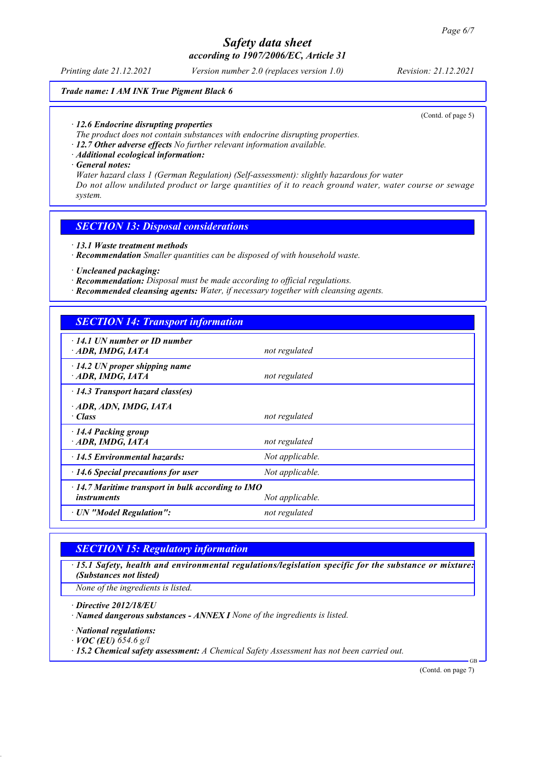Trade name: I AM INK True Pigment Black 6

(Contd. of page 5)

· **12.6 Endocrine disrupting properties**
The product does not contain substances with endocrine disrupting properties.
· **12.7 Other adverse effects** No further relevant information available.
· **Additional ecological information:**
· **General notes:**
Water hazard class 1 (German Regulation) (Self-assessment): slightly hazardous for water
Do not allow undiluted product or large quantities of it to reach ground water, water course or sewage system.

## SECTION 13: Disposal considerations

· **13.1 Waste treatment methods**
· **Recommendation** Smaller quantities can be disposed of with household waste.

· **Uncleaned packaging:**
· **Recommendation:** Disposal must be made according to official regulations.
· **Recommended cleansing agents:** Water, if necessary together with cleansing agents.

## SECTION 14: Transport information

| | |
|---|---|
| · **14.1 UN number or ID number**<br>· **ADR, IMDG, IATA** | not regulated |
| · **14.2 UN proper shipping name**<br>· **ADR, IMDG, IATA** | not regulated |
| · **14.3 Transport hazard class(es)** | |
| · **ADR, ADN, IMDG, IATA**<br>· **Class** | not regulated |
| · **14.4 Packing group**<br>· **ADR, IMDG, IATA** | not regulated |
| · **14.5 Environmental hazards:** | Not applicable. |
| · **14.6 Special precautions for user** | Not applicable. |
| · **14.7 Maritime transport in bulk according to IMO instruments** | Not applicable. |
| · **UN "Model Regulation":** | not regulated |

## SECTION 15: Regulatory information

· **15.1 Safety, health and environmental regulations/legislation specific for the substance or mixture: (Substances not listed)**
None of the ingredients is listed.

· **Directive 2012/18/EU**
· **Named dangerous substances - ANNEX I** None of the ingredients is listed.

· **National regulations:**
· **VOC (EU)** 654.6 g/l
· **15.2 Chemical safety assessment:** A Chemical Safety Assessment has not been carried out.

(Contd. on page 7)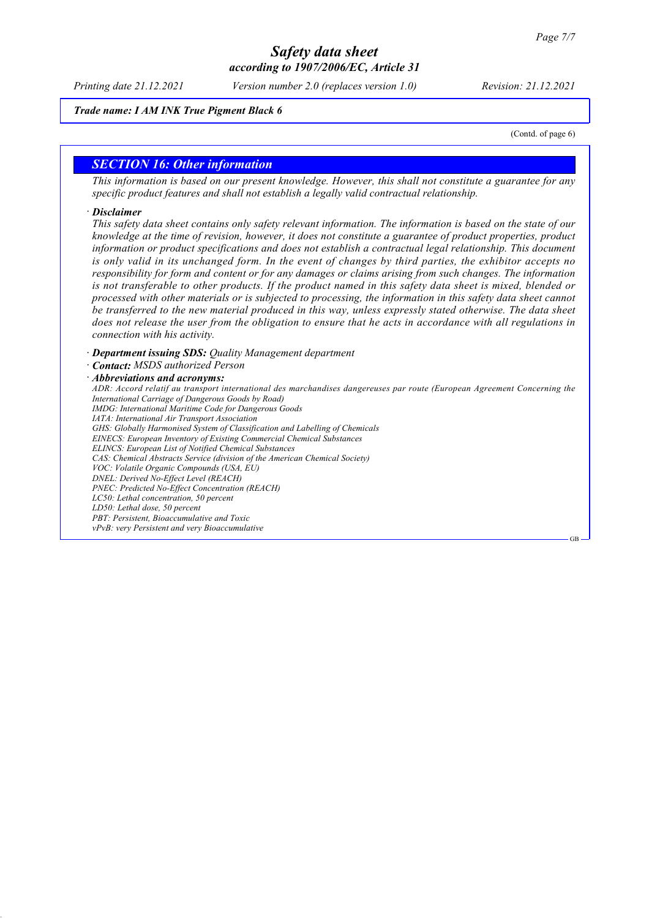*Safety data sheet*
*according to 1907/2006/EC, Article 31*

*Printing date 21.12.2021* *Version number 2.0 (replaces version 1.0)* *Revision: 21.12.2021*

***Trade name: I AM INK True Pigment Black 6***

(Contd. of page 6)

## *SECTION 16: Other information*

*This information is based on our present knowledge. However, this shall not constitute a guarantee for any specific product features and shall not establish a legally valid contractual relationship.*

· ***Disclaimer***

*This safety data sheet contains only safety relevant information. The information is based on the state of our knowledge at the time of revision, however, it does not constitute a guarantee of product properties, product information or product specifications and does not establish a contractual legal relationship. This document is only valid in its unchanged form. In the event of changes by third parties, the exhibitor accepts no responsibility for form and content or for any damages or claims arising from such changes. The information is not transferable to other products. If the product named in this safety data sheet is mixed, blended or processed with other materials or is subjected to processing, the information in this safety data sheet cannot be transferred to the new material produced in this way, unless expressly stated otherwise. The data sheet does not release the user from the obligation to ensure that he acts in accordance with all regulations in connection with his activity.*

· ***Department issuing SDS:*** *Quality Management department*
· ***Contact:*** *MSDS authorized Person*
· ***Abbreviations and acronyms:***

*ADR: Accord relatif au transport international des marchandises dangereuses par route (European Agreement Concerning the International Carriage of Dangerous Goods by Road)*
*IMDG: International Maritime Code for Dangerous Goods*
*IATA: International Air Transport Association*
*GHS: Globally Harmonised System of Classification and Labelling of Chemicals*
*EINECS: European Inventory of Existing Commercial Chemical Substances*
*ELINCS: European List of Notified Chemical Substances*
*CAS: Chemical Abstracts Service (division of the American Chemical Society)*
*VOC: Volatile Organic Compounds (USA, EU)*
*DNEL: Derived No-Effect Level (REACH)*
*PNEC: Predicted No-Effect Concentration (REACH)*
*LC50: Lethal concentration, 50 percent*
*LD50: Lethal dose, 50 percent*
*PBT: Persistent, Bioaccumulative and Toxic*
*vPvB: very Persistent and very Bioaccumulative*

GB